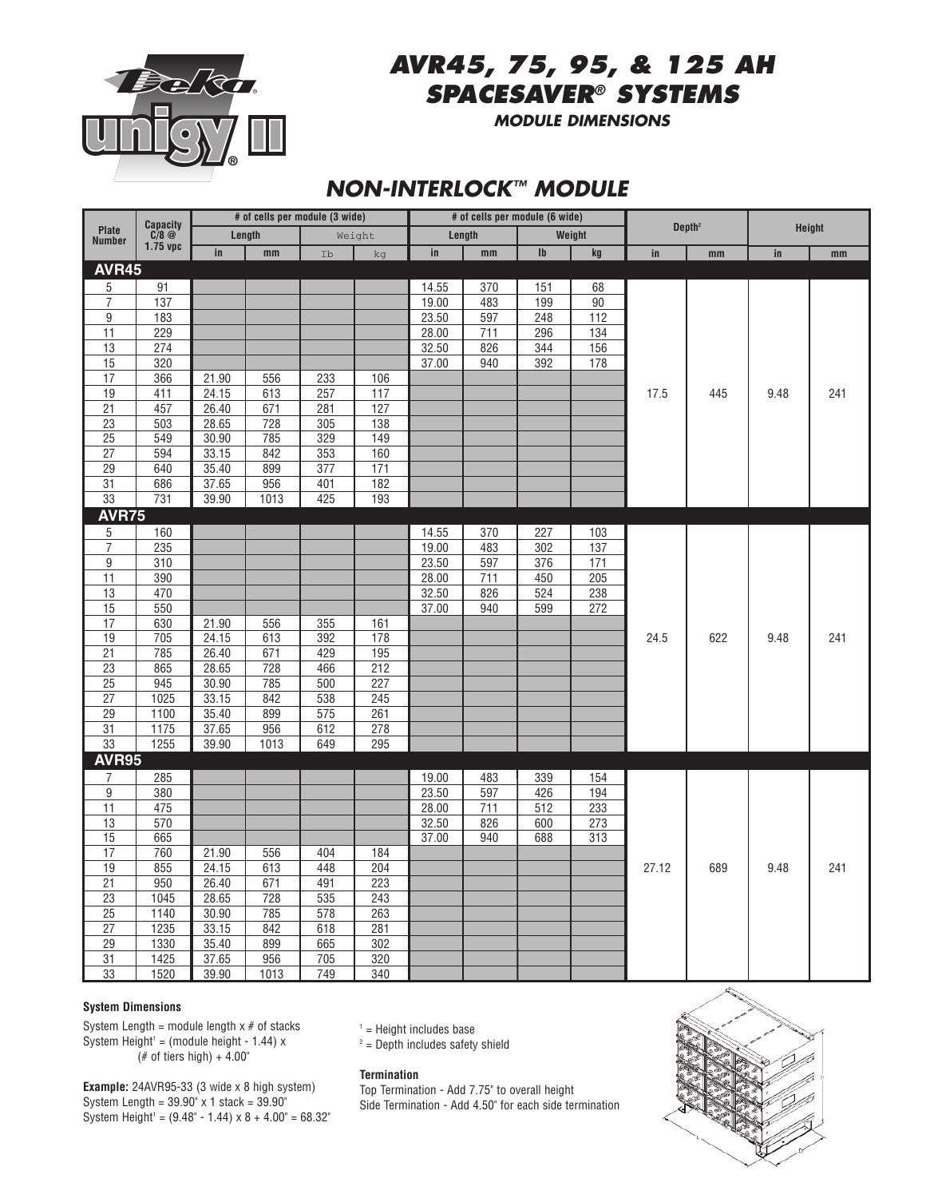# AVR45, 75, 95, & 125 AH SPACESAVER® SYSTEMS

### MODULE DIMENSIONS

## NON-INTERLOCK™ MODULE

| Plate Number | Capacity C/8 @ 1.75 vpc | # of cells per module (3 wide) | | | | # of cells per module (6 wide) | | | | Depth[2] | | Height | |
|---|---|---|---|---|---|---|---|---|---|---|---|---|---|
| | | Length | | Weight | | Length | | Weight | | | | | |
| | | in | mm | lb | kg | in | mm | lb | kg | in | mm | in | mm |
| **AVR45** | | | | | | | | | | | | | |
| 5 | 91 | | | | | 14.55 | 370 | 151 | 68 | 17.5 | 445 | 9.48 | 241 |
| 7 | 137 | | | | | 19.00 | 483 | 199 | 90 | | | | |
| 9 | 183 | | | | | 23.50 | 597 | 248 | 112 | | | | |
| 11 | 229 | | | | | 28.00 | 711 | 296 | 134 | | | | |
| 13 | 274 | | | | | 32.50 | 826 | 344 | 156 | | | | |
| 15 | 320 | | | | | 37.00 | 940 | 392 | 178 | | | | |
| 17 | 366 | 21.90 | 556 | 233 | 106 | | | | | | | | |
| 19 | 411 | 24.15 | 613 | 257 | 117 | | | | | | | | |
| 21 | 457 | 26.40 | 671 | 281 | 127 | | | | | | | | |
| 23 | 503 | 28.65 | 728 | 305 | 138 | | | | | | | | |
| 25 | 549 | 30.90 | 785 | 329 | 149 | | | | | | | | |
| 27 | 594 | 33.15 | 842 | 353 | 160 | | | | | | | | |
| 29 | 640 | 35.40 | 899 | 377 | 171 | | | | | | | | |
| 31 | 686 | 37.65 | 956 | 401 | 182 | | | | | | | | |
| 33 | 731 | 39.90 | 1013 | 425 | 193 | | | | | | | | |
| **AVR75** | | | | | | | | | | | | | |
| 5 | 160 | | | | | 14.55 | 370 | 227 | 103 | 24.5 | 622 | 9.48 | 241 |
| 7 | 235 | | | | | 19.00 | 483 | 302 | 137 | | | | |
| 9 | 310 | | | | | 23.50 | 597 | 376 | 171 | | | | |
| 11 | 390 | | | | | 28.00 | 711 | 450 | 205 | | | | |
| 13 | 470 | | | | | 32.50 | 826 | 524 | 238 | | | | |
| 15 | 550 | | | | | 37.00 | 940 | 599 | 272 | | | | |
| 17 | 630 | 21.90 | 556 | 355 | 161 | | | | | | | | |
| 19 | 705 | 24.15 | 613 | 392 | 178 | | | | | | | | |
| 21 | 785 | 26.40 | 671 | 429 | 195 | | | | | | | | |
| 23 | 865 | 28.65 | 728 | 466 | 212 | | | | | | | | |
| 25 | 945 | 30.90 | 785 | 500 | 227 | | | | | | | | |
| 27 | 1025 | 33.15 | 842 | 538 | 245 | | | | | | | | |
| 29 | 1100 | 35.40 | 899 | 575 | 261 | | | | | | | | |
| 31 | 1175 | 37.65 | 956 | 612 | 278 | | | | | | | | |
| 33 | 1255 | 39.90 | 1013 | 649 | 295 | | | | | | | | |
| **AVR95** | | | | | | | | | | | | | |
| 7 | 285 | | | | | 19.00 | 483 | 339 | 154 | 27.12 | 689 | 9.48 | 241 |
| 9 | 380 | | | | | 23.50 | 597 | 426 | 194 | | | | |
| 11 | 475 | | | | | 28.00 | 711 | 512 | 233 | | | | |
| 13 | 570 | | | | | 32.50 | 826 | 600 | 273 | | | | |
| 15 | 665 | | | | | 37.00 | 940 | 688 | 313 | | | | |
| 17 | 760 | 21.90 | 556 | 404 | 184 | | | | | | | | |
| 19 | 855 | 24.15 | 613 | 448 | 204 | | | | | | | | |
| 21 | 950 | 26.40 | 671 | 491 | 223 | | | | | | | | |
| 23 | 1045 | 28.65 | 728 | 535 | 243 | | | | | | | | |
| 25 | 1140 | 30.90 | 785 | 578 | 263 | | | | | | | | |
| 27 | 1235 | 33.15 | 842 | 618 | 281 | | | | | | | | |
| 29 | 1330 | 35.40 | 899 | 665 | 302 | | | | | | | | |
| 31 | 1425 | 37.65 | 956 | 705 | 320 | | | | | | | | |
| 33 | 1520 | 39.90 | 1013 | 749 | 340 | | | | | | | | |

**System Dimensions**

System Length = module length x # of stacks
System Height[1] = (module height - 1.44) x (# of tiers high) + 4.00"

**Example:** 24AVR95-33 (3 wide x 8 high system)
System Length = 39.90" x 1 stack = 39.90"
System Height[1] = (9.48" - 1.44) x 8 + 4.00" = 68.32"

[1] = Height includes base
[2] = Depth includes safety shield

**Termination**

Top Termination - Add 7.75" to overall height
Side Termination - Add 4.50" for each side termination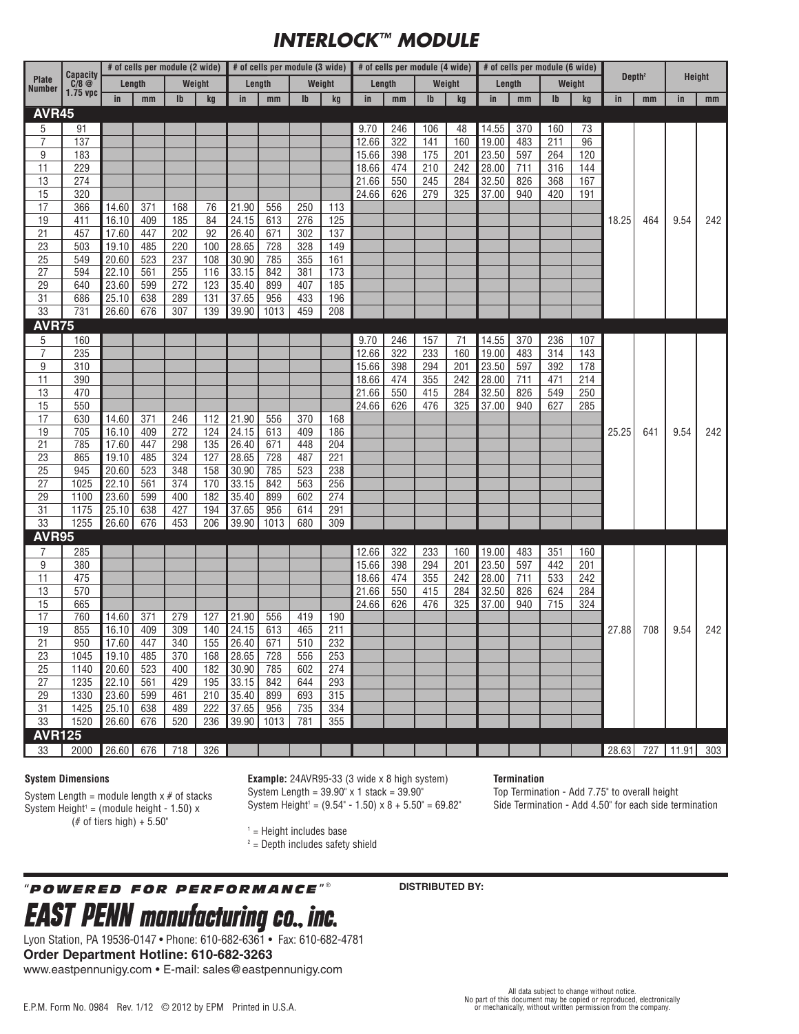# INTERLOCK™ MODULE

| Plate Number | Capacity C/8 @ 1.75 vpc | # of cells per module (2 wide) | | | | # of cells per module (3 wide) | | | | # of cells per module (4 wide) | | | | # of cells per module (6 wide) | | | | Depth[2] | | Height | |
|---|---|---|---|---|---|---|---|---|---|---|---|---|---|---|---|---|---|---|---|---|---|
| | | Length | | Weight | | Length | | Weight | | Length | | Weight | | Length | | Weight | | | | | |
| | | in | mm | lb | kg | in | mm | lb | kg | in | mm | lb | kg | in | mm | lb | kg | in | mm | in | mm |
| **AVR45** | | | | | | | | | | | | | | | | | | | | | |
| 5 | 91 | | | | | | | | | 9.70 | 246 | 106 | 48 | 14.55 | 370 | 160 | 73 | 18.25 | 464 | 9.54 | 242 |
| 7 | 137 | | | | | | | | | 12.66 | 322 | 141 | 160 | 19.00 | 483 | 211 | 96 | | | | |
| 9 | 183 | | | | | | | | | 15.66 | 398 | 175 | 201 | 23.50 | 597 | 264 | 120 | | | | |
| 11 | 229 | | | | | | | | | 18.66 | 474 | 210 | 242 | 28.00 | 711 | 316 | 144 | | | | |
| 13 | 274 | | | | | | | | | 21.66 | 550 | 245 | 284 | 32.50 | 826 | 368 | 167 | | | | |
| 15 | 320 | | | | | | | | | 24.66 | 626 | 279 | 325 | 37.00 | 940 | 420 | 191 | | | | |
| 17 | 366 | 14.60 | 371 | 168 | 76 | 21.90 | 556 | 250 | 113 | | | | | | | | | | | | |
| 19 | 411 | 16.10 | 409 | 185 | 84 | 24.15 | 613 | 276 | 125 | | | | | | | | | | | | |
| 21 | 457 | 17.60 | 447 | 202 | 92 | 26.40 | 671 | 302 | 137 | | | | | | | | | | | | |
| 23 | 503 | 19.10 | 485 | 220 | 100 | 28.65 | 728 | 328 | 149 | | | | | | | | | | | | |
| 25 | 549 | 20.60 | 523 | 237 | 108 | 30.90 | 785 | 355 | 161 | | | | | | | | | | | | |
| 27 | 594 | 22.10 | 561 | 255 | 116 | 33.15 | 842 | 381 | 173 | | | | | | | | | | | | |
| 29 | 640 | 23.60 | 599 | 272 | 123 | 35.40 | 899 | 407 | 185 | | | | | | | | | | | | |
| 31 | 686 | 25.10 | 638 | 289 | 131 | 37.65 | 956 | 433 | 196 | | | | | | | | | | | | |
| 33 | 731 | 26.60 | 676 | 307 | 139 | 39.90 | 1013 | 459 | 208 | | | | | | | | | | | | |
| **AVR75** | | | | | | | | | | | | | | | | | | | | | |
| 5 | 160 | | | | | | | | | 9.70 | 246 | 157 | 71 | 14.55 | 370 | 236 | 107 | 25.25 | 641 | 9.54 | 242 |
| 7 | 235 | | | | | | | | | 12.66 | 322 | 233 | 160 | 19.00 | 483 | 314 | 143 | | | | |
| 9 | 310 | | | | | | | | | 15.66 | 398 | 294 | 201 | 23.50 | 597 | 392 | 178 | | | | |
| 11 | 390 | | | | | | | | | 18.66 | 474 | 355 | 242 | 28.00 | 711 | 471 | 214 | | | | |
| 13 | 470 | | | | | | | | | 21.66 | 550 | 415 | 284 | 32.50 | 826 | 549 | 250 | | | | |
| 15 | 550 | | | | | | | | | 24.66 | 626 | 476 | 325 | 37.00 | 940 | 627 | 285 | | | | |
| 17 | 630 | 14.60 | 371 | 246 | 112 | 21.90 | 556 | 370 | 168 | | | | | | | | | | | | |
| 19 | 705 | 16.10 | 409 | 272 | 124 | 24.15 | 613 | 409 | 186 | | | | | | | | | | | | |
| 21 | 785 | 17.60 | 447 | 298 | 135 | 26.40 | 671 | 448 | 204 | | | | | | | | | | | | |
| 23 | 865 | 19.10 | 485 | 324 | 127 | 28.65 | 728 | 487 | 221 | | | | | | | | | | | | |
| 25 | 945 | 20.60 | 523 | 348 | 158 | 30.90 | 785 | 523 | 238 | | | | | | | | | | | | |
| 27 | 1025 | 22.10 | 561 | 374 | 170 | 33.15 | 842 | 563 | 256 | | | | | | | | | | | | |
| 29 | 1100 | 23.60 | 599 | 400 | 182 | 35.40 | 899 | 602 | 274 | | | | | | | | | | | | |
| 31 | 1175 | 25.10 | 638 | 427 | 194 | 37.65 | 956 | 614 | 291 | | | | | | | | | | | | |
| 33 | 1255 | 26.60 | 676 | 453 | 206 | 39.90 | 1013 | 680 | 309 | | | | | | | | | | | | |
| **AVR95** | | | | | | | | | | | | | | | | | | | | | |
| 7 | 285 | | | | | | | | | 12.66 | 322 | 233 | 160 | 19.00 | 483 | 351 | 160 | 27.88 | 708 | 9.54 | 242 |
| 9 | 380 | | | | | | | | | 15.66 | 398 | 294 | 201 | 23.50 | 597 | 442 | 201 | | | | |
| 11 | 475 | | | | | | | | | 18.66 | 474 | 355 | 242 | 28.00 | 711 | 533 | 242 | | | | |
| 13 | 570 | | | | | | | | | 21.66 | 550 | 415 | 284 | 32.50 | 826 | 624 | 284 | | | | |
| 15 | 665 | | | | | | | | | 24.66 | 626 | 476 | 325 | 37.00 | 940 | 715 | 324 | | | | |
| 17 | 760 | 14.60 | 371 | 279 | 127 | 21.90 | 556 | 419 | 190 | | | | | | | | | | | | |
| 19 | 855 | 16.10 | 409 | 309 | 140 | 24.15 | 613 | 465 | 211 | | | | | | | | | | | | |
| 21 | 950 | 17.60 | 447 | 340 | 155 | 26.40 | 671 | 510 | 232 | | | | | | | | | | | | |
| 23 | 1045 | 19.10 | 485 | 370 | 168 | 28.65 | 728 | 556 | 253 | | | | | | | | | | | | |
| 25 | 1140 | 20.60 | 523 | 400 | 182 | 30.90 | 785 | 602 | 274 | | | | | | | | | | | | |
| 27 | 1235 | 22.10 | 561 | 429 | 195 | 33.15 | 842 | 644 | 293 | | | | | | | | | | | | |
| 29 | 1330 | 23.60 | 599 | 461 | 210 | 35.40 | 899 | 693 | 315 | | | | | | | | | | | | |
| 31 | 1425 | 25.10 | 638 | 489 | 222 | 37.65 | 956 | 735 | 334 | | | | | | | | | | | | |
| 33 | 1520 | 26.60 | 676 | 520 | 236 | 39.90 | 1013 | 781 | 355 | | | | | | | | | | | | |
| **AVR125** | | | | | | | | | | | | | | | | | | | | | |
| 33 | 2000 | 26.60 | 676 | 718 | 326 | | | | | | | | | | | | | 28.63 | 727 | 11.91 | 303 |

**System Dimensions**

System Length = module length x # of stacks
System Height[1] = (module height - 1.50) x (# of tiers high) + 5.50"

**Example:** 24AVR95-33 (3 wide x 8 high system)
System Length = 39.90" x 1 stack = 39.90"
System Height[1] = (9.54" - 1.50) x 8 + 5.50" = 69.82"

[1] = Height includes base
[2] = Depth includes safety shield

**Termination**

Top Termination - Add 7.75" to overall height
Side Termination - Add 4.50" for each side termination

*"POWERED FOR PERFORMANCE"®*

**DISTRIBUTED BY:**

***EAST PENN manufacturing co., inc.***

Lyon Station, PA 19536-0147 • Phone: 610-682-6361 • Fax: 610-682-4781
**Order Department Hotline: 610-682-3263**
www.eastpennunigy.com • E-mail: sales@eastpennunigy.com

E.P.M. Form No. 0984 Rev. 1/12 © 2012 by EPM Printed in U.S.A.

All data subject to change without notice.
No part of this document may be copied or reproduced, electronically or mechanically, without written permission from the company.